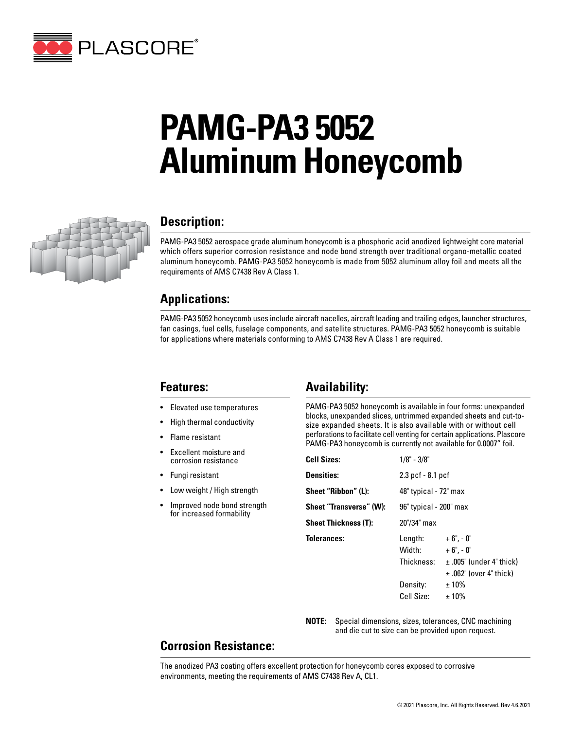# PAMG-PA3 5052 Aluminum Honeycomb

## Description:

PAMG-PA3 5052 aerospace grade aluminum honeycomb is a phosphoric acid anodized lightweight core material which offers superior corrosion resistance and node bond strength over traditional organo-metallic coated aluminum honeycomb. PAMG-PA3 5052 honeycomb is made from 5052 aluminum alloy foil and meets all the requirements of AMS C7438 Rev A Class 1.

## Applications:

PAMG-PA3 5052 honeycomb uses include aircraft nacelles, aircraft leading and trailing edges, launcher structures, fan casings, fuel cells, fuselage components, and satellite structures. PAMG-PA3 5052 honeycomb is suitable for applications where materials conforming to AMS C7438 Rev A Class 1 are required.

## Features:

- Elevated use temperatures
- High thermal conductivity
- Flame resistant
- Excellent moisture and corrosion resistance
- Fungi resistant
- Low weight / High strength
- Improved node bond strength for increased formability

## Availability:

PAMG-PA3 5052 honeycomb is available in four forms: unexpanded blocks, unexpanded slices, untrimmed expanded sheets and cut-to-size expanded sheets. It is also available with or without cell perforations to facilitate cell venting for certain applications. Plascore PAMG-PA3 honeycomb is currently not available for 0.0007" foil.

| | | |
|---|---|---|
| **Cell Sizes:** | 1/8" - 3/8" | |
| **Densities:** | 2.3 pcf - 8.1 pcf | |
| **Sheet "Ribbon" (L):** | 48" typical - 72" max | |
| **Sheet "Transverse" (W):** | 96" typical - 200" max | |
| **Sheet Thickness (T):** | 20"/34" max | |
| **Tolerances:** | Length: | + 6", - 0" |
| | Width: | + 6", - 0" |
| | Thickness: | ± .005" (under 4" thick) |
| | | ± .062" (over 4" thick) |
| | Density: | ± 10% |
| | Cell Size: | ± 10% |

**NOTE:** Special dimensions, sizes, tolerances, CNC machining and die cut to size can be provided upon request.

## Corrosion Resistance:

The anodized PA3 coating offers excellent protection for honeycomb cores exposed to corrosive environments, meeting the requirements of AMS C7438 Rev A, CL1.

© 2021 Plascore, Inc. All Rights Reserved. Rev 4.6.2021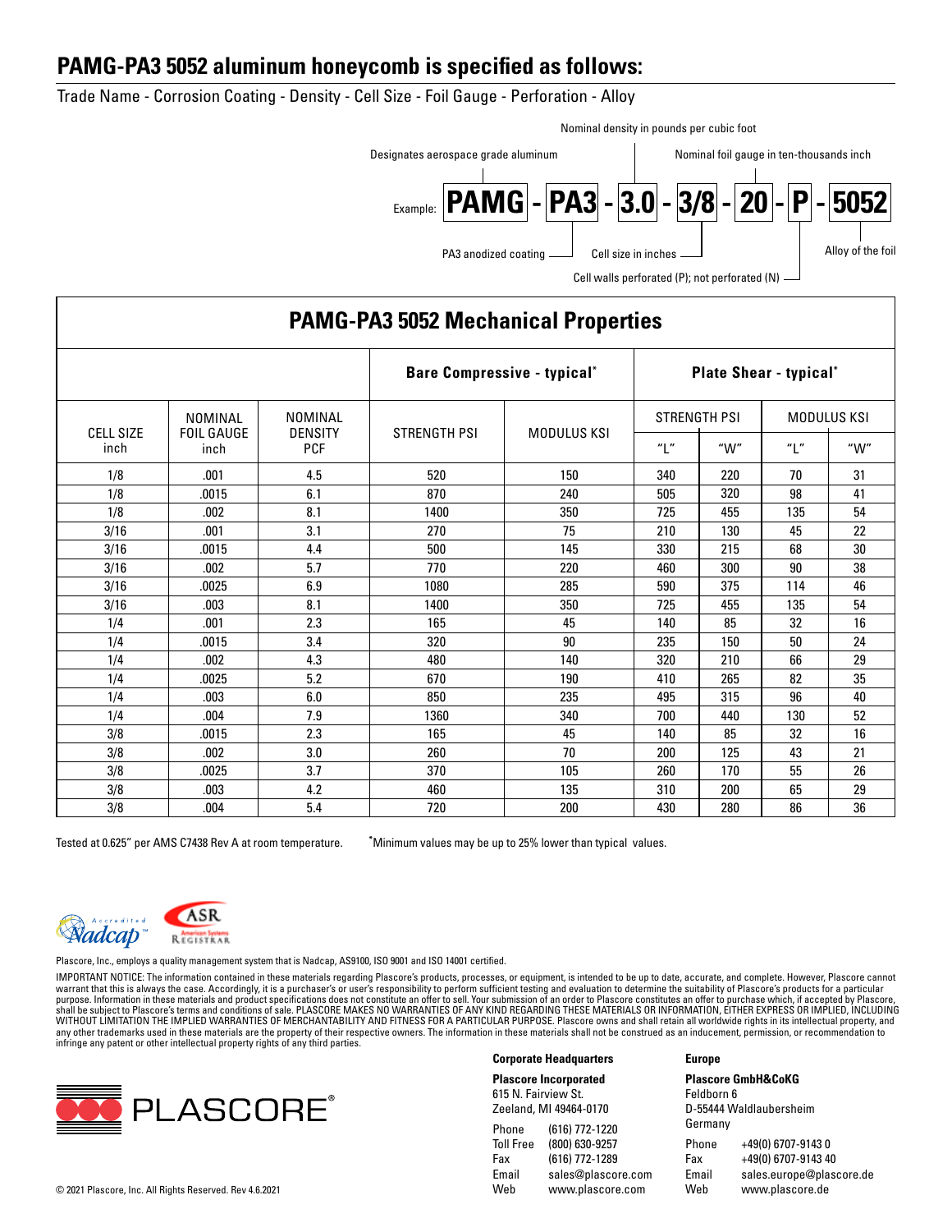## PAMG-PA3 5052 aluminum honeycomb is specified as follows:

Trade Name - Corrosion Coating - Density - Cell Size - Foil Gauge - Perforation - Alloy

Nominal density in pounds per cubic foot

Designates aerospace grade aluminum

Nominal foil gauge in ten-thousands inch

Example: **PAMG - PA3 - 3.0 - 3/8 - 20 - P - 5052**

PA3 anodized coating

Cell size in inches

Alloy of the foil

Cell walls perforated (P); not perforated (N)

## PAMG-PA3 5052 Mechanical Properties

| CELL SIZE inch | NOMINAL FOIL GAUGE inch | NOMINAL DENSITY PCF | Bare Compressive - typical* | | Plate Shear - typical* | | | |
|---|---|---|---|---|---|---|---|---|
| | | | STRENGTH PSI | MODULUS KSI | STRENGTH PSI | | MODULUS KSI | |
| | | | | | "L" | "W" | "L" | "W" |
| 1/8 | .001 | 4.5 | 520 | 150 | 340 | 220 | 70 | 31 |
| 1/8 | .0015 | 6.1 | 870 | 240 | 505 | 320 | 98 | 41 |
| 1/8 | .002 | 8.1 | 1400 | 350 | 725 | 455 | 135 | 54 |
| 3/16 | .001 | 3.1 | 270 | 75 | 210 | 130 | 45 | 22 |
| 3/16 | .0015 | 4.4 | 500 | 145 | 330 | 215 | 68 | 30 |
| 3/16 | .002 | 5.7 | 770 | 220 | 460 | 300 | 90 | 38 |
| 3/16 | .0025 | 6.9 | 1080 | 285 | 590 | 375 | 114 | 46 |
| 3/16 | .003 | 8.1 | 1400 | 350 | 725 | 455 | 135 | 54 |
| 1/4 | .001 | 2.3 | 165 | 45 | 140 | 85 | 32 | 16 |
| 1/4 | .0015 | 3.4 | 320 | 90 | 235 | 150 | 50 | 24 |
| 1/4 | .002 | 4.3 | 480 | 140 | 320 | 210 | 66 | 29 |
| 1/4 | .0025 | 5.2 | 670 | 190 | 410 | 265 | 82 | 35 |
| 1/4 | .003 | 6.0 | 850 | 235 | 495 | 315 | 96 | 40 |
| 1/4 | .004 | 7.9 | 1360 | 340 | 700 | 440 | 130 | 52 |
| 3/8 | .0015 | 2.3 | 165 | 45 | 140 | 85 | 32 | 16 |
| 3/8 | .002 | 3.0 | 260 | 70 | 200 | 125 | 43 | 21 |
| 3/8 | .0025 | 3.7 | 370 | 105 | 260 | 170 | 55 | 26 |
| 3/8 | .003 | 4.2 | 460 | 135 | 310 | 200 | 65 | 29 |
| 3/8 | .004 | 5.4 | 720 | 200 | 430 | 280 | 86 | 36 |

Tested at 0.625" per AMS C7438 Rev A at room temperature.

*Minimum values may be up to 25% lower than typical values.

Plascore, Inc., employs a quality management system that is Nadcap, AS9100, ISO 9001 and ISO 14001 certified.

IMPORTANT NOTICE: The information contained in these materials regarding Plascore's products, processes, or equipment, is intended to be up to date, accurate, and complete. However, Plascore cannot warrant that this is always the case. Accordingly, it is a purchaser's or user's responsibility to perform sufficient testing and evaluation to determine the suitability of Plascore's products for a particular purpose. Information in these materials and product specifications does not constitute an offer to sell. Your submission of an order to Plascore constitutes an offer to purchase which, if accepted by Plascore, shall be subject to Plascore's terms and conditions of sale. PLASCORE MAKES NO WARRANTIES OF ANY KIND REGARDING THESE MATERIALS OR INFORMATION, EITHER EXPRESS OR IMPLIED, INCLUDING WITHOUT LIMITATION THE IMPLIED WARRANTIES OF MERCHANTABILITY AND FITNESS FOR A PARTICULAR PURPOSE. Plascore owns and shall retain all worldwide rights in its intellectual property, and any other trademarks used in these materials are the property of their respective owners. The information in these materials shall not be construed as an inducement, permission, or recommendation to infringe any patent or other intellectual property rights of any third parties.

PLASCORE®

**Corporate Headquarters**

**Plascore Incorporated**
615 N. Fairview St.
Zeeland, MI 49464-0170

Phone (616) 772-1220
Toll Free (800) 630-9257
Fax (616) 772-1289
Email sales@plascore.com
Web www.plascore.com

**Europe**

**Plascore GmbH&CoKG**
Feldborn 6
D-55444 Waldlaubersheim
Germany

Phone +49(0) 6707-9143 0
Fax +49(0) 6707-9143 40
Email sales.europe@plascore.de
Web www.plascore.de

© 2021 Plascore, Inc. All Rights Reserved. Rev 4.6.2021